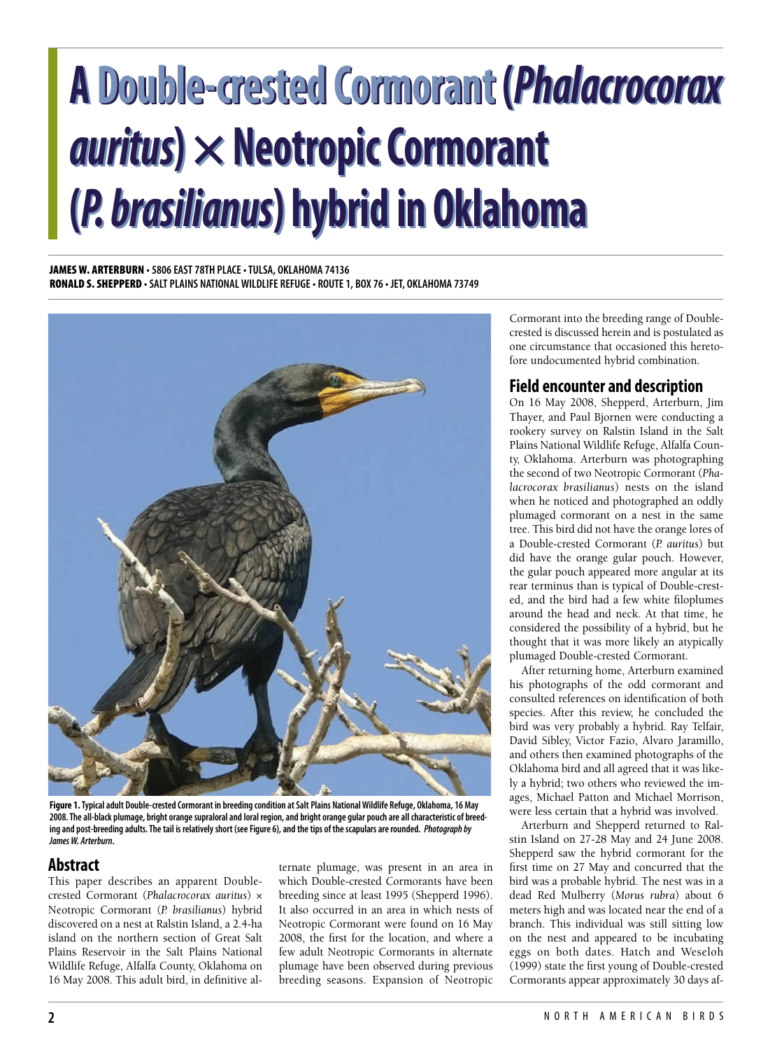# A Double-crested Cormorant (*Phalacrocorax auritus*) × Neotropic Cormorant (*P. brasilianus*) hybrid in Oklahoma

**JAMES W. ARTERBURN** • 5806 EAST 78TH PLACE • TULSA, OKLAHOMA 74136
**RONALD S. SHEPPERD** • SALT PLAINS NATIONAL WILDLIFE REFUGE • ROUTE 1, BOX 76 • JET, OKLAHOMA 73749

**Figure 1. Typical adult Double-crested Cormorant in breeding condition at Salt Plains National Wildlife Refuge, Oklahoma, 16 May 2008. The all-black plumage, bright orange supraloral and loral region, and bright orange gular pouch are all characteristic of breeding and post-breeding adults. The tail is relatively short (see Figure 6), and the tips of the scapulars are rounded.** ***Photograph by James W. Arterburn.***

## Abstract

This paper describes an apparent Double-crested Cormorant (*Phalacrocorax auritus*) × Neotropic Cormorant (*P. brasilianus*) hybrid discovered on a nest at Ralstin Island, a 2.4-ha island on the northern section of Great Salt Plains Reservoir in the Salt Plains National Wildlife Refuge, Alfalfa County, Oklahoma on 16 May 2008. This adult bird, in definitive alternate plumage, was present in an area in which Double-crested Cormorants have been breeding since at least 1995 (Shepperd 1996). It also occurred in an area in which nests of Neotropic Cormorant were found on 16 May 2008, the first for the location, and where a few adult Neotropic Cormorants in alternate plumage have been observed during previous breeding seasons. Expansion of Neotropic Cormorant into the breeding range of Double-crested is discussed herein and is postulated as one circumstance that occasioned this heretofore undocumented hybrid combination.

## Field encounter and description

On 16 May 2008, Shepperd, Arterburn, Jim Thayer, and Paul Bjornen were conducting a rookery survey on Ralstin Island in the Salt Plains National Wildlife Refuge, Alfalfa County, Oklahoma. Arterburn was photographing the second of two Neotropic Cormorant (*Phalacrocorax brasilianus*) nests on the island when he noticed and photographed an oddly plumaged cormorant on a nest in the same tree. This bird did not have the orange lores of a Double-crested Cormorant (*P. auritus*) but did have the orange gular pouch. However, the gular pouch appeared more angular at its rear terminus than is typical of Double-crested, and the bird had a few white filoplumes around the head and neck. At that time, he considered the possibility of a hybrid, but he thought that it was more likely an atypically plumaged Double-crested Cormorant.

After returning home, Arterburn examined his photographs of the odd cormorant and consulted references on identification of both species. After this review, he concluded the bird was very probably a hybrid. Ray Telfair, David Sibley, Victor Fazio, Alvaro Jaramillo, and others then examined photographs of the Oklahoma bird and all agreed that it was likely a hybrid; two others who reviewed the images, Michael Patton and Michael Morrison, were less certain that a hybrid was involved.

Arterburn and Shepperd returned to Ralstin Island on 27-28 May and 24 June 2008. Shepperd saw the hybrid cormorant for the first time on 27 May and concurred that the bird was a probable hybrid. The nest was in a dead Red Mulberry (*Morus rubra*) about 6 meters high and was located near the end of a branch. This individual was still sitting low on the nest and appeared to be incubating eggs on both dates. Hatch and Weseloh (1999) state the first young of Double-crested Cormorants appear approximately 30 days af-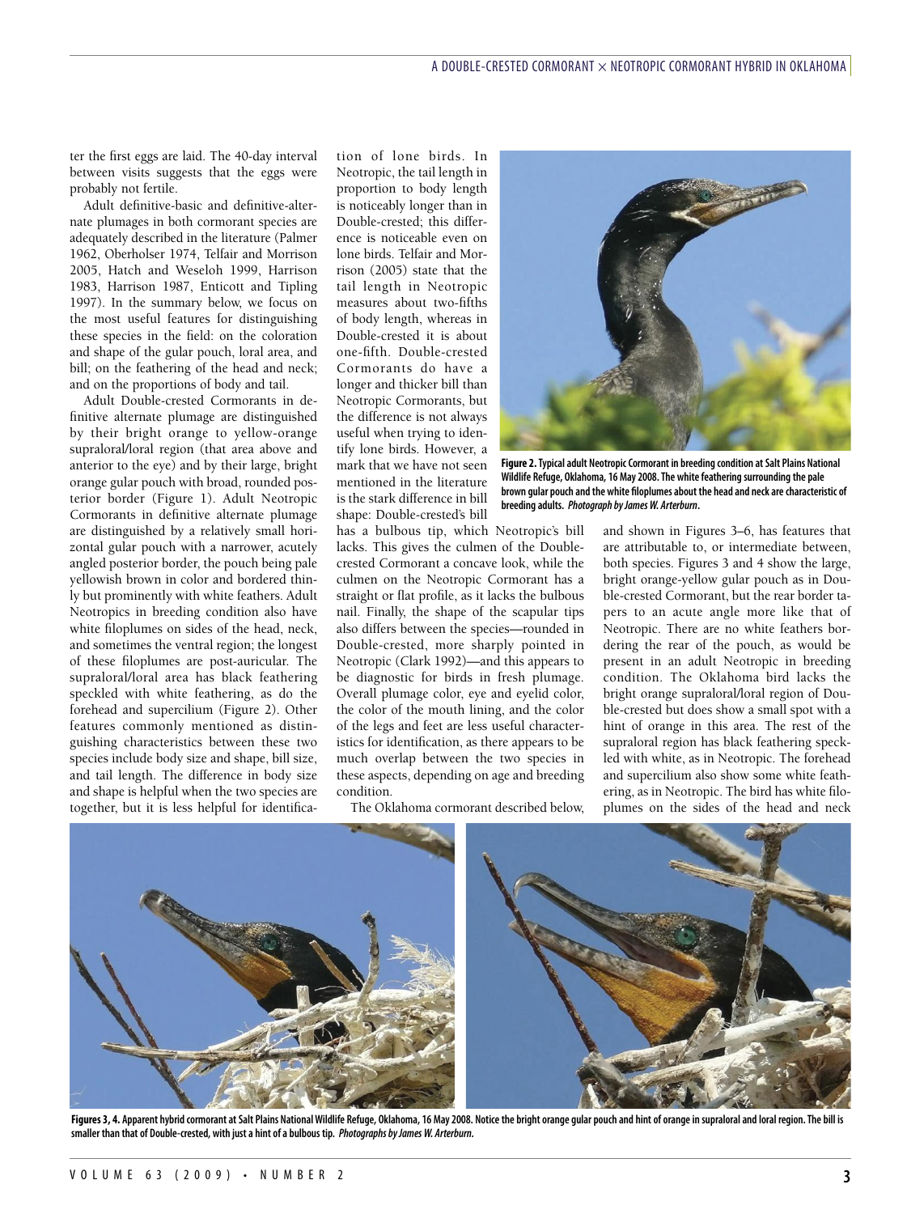ter the first eggs are laid. The 40-day interval between visits suggests that the eggs were probably not fertile.

Adult definitive-basic and definitive-alternate plumages in both cormorant species are adequately described in the literature (Palmer 1962, Oberholser 1974, Telfair and Morrison 2005, Hatch and Weseloh 1999, Harrison 1983, Harrison 1987, Enticott and Tipling 1997). In the summary below, we focus on the most useful features for distinguishing these species in the field: on the coloration and shape of the gular pouch, loral area, and bill; on the feathering of the head and neck; and on the proportions of body and tail.

Adult Double-crested Cormorants in definitive alternate plumage are distinguished by their bright orange to yellow-orange supraloral/loral region (that area above and anterior to the eye) and by their large, bright orange gular pouch with broad, rounded posterior border (Figure 1). Adult Neotropic Cormorants in definitive alternate plumage are distinguished by a relatively small horizontal gular pouch with a narrower, acutely angled posterior border, the pouch being pale yellowish brown in color and bordered thinly but prominently with white feathers. Adult Neotropics in breeding condition also have white filoplumes on sides of the head, neck, and sometimes the ventral region; the longest of these filoplumes are post-auricular. The supraloral/loral area has black feathering speckled with white feathering, as do the forehead and supercilium (Figure 2). Other features commonly mentioned as distinguishing characteristics between these two species include body size and shape, bill size, and tail length. The difference in body size and shape is helpful when the two species are together, but it is less helpful for identification of lone birds. In Neotropic, the tail length in proportion to body length is noticeably longer than in Double-crested; this difference is noticeable even on lone birds. Telfair and Morrison (2005) state that the tail length in Neotropic measures about two-fifths of body length, whereas in Double-crested it is about one-fifth. Double-crested Cormorants do have a longer and thicker bill than Neotropic Cormorants, but the difference is not always useful when trying to identify lone birds. However, a mark that we have not seen mentioned in the literature is the stark difference in bill shape: Double-crested's bill has a bulbous tip, which Neotropic's bill lacks. This gives the culmen of the Double-crested Cormorant a concave look, while the culmen on the Neotropic Cormorant has a straight or flat profile, as it lacks the bulbous nail. Finally, the shape of the scapular tips also differs between the species—rounded in Double-crested, more sharply pointed in Neotropic (Clark 1992)—and this appears to be diagnostic for birds in fresh plumage. Overall plumage color, eye and eyelid color, the color of the mouth lining, and the color of the legs and feet are less useful characteristics for identification, as there appears to be much overlap between the two species in these aspects, depending on age and breeding condition.

**Figure 2.** Typical adult Neotropic Cormorant in breeding condition at Salt Plains National Wildlife Refuge, Oklahoma, 16 May 2008. The white feathering surrounding the pale brown gular pouch and the white filoplumes about the head and neck are characteristic of breeding adults. *Photograph by James W. Arterburn.*

The Oklahoma cormorant described below, and shown in Figures 3–6, has features that are attributable to, or intermediate between, both species. Figures 3 and 4 show the large, bright orange-yellow gular pouch as in Double-crested Cormorant, but the rear border tapers to an acute angle more like that of Neotropic. There are no white feathers bordering the rear of the pouch, as would be present in an adult Neotropic in breeding condition. The Oklahoma bird lacks the bright orange supraloral/loral region of Double-crested but does show a small spot with a hint of orange in this area. The rest of the supraloral region has black feathering speckled with white, as in Neotropic. The forehead and supercilium also show some white feathering, as in Neotropic. The bird has white filoplumes on the sides of the head and neck

**Figures 3, 4.** Apparent hybrid cormorant at Salt Plains National Wildlife Refuge, Oklahoma, 16 May 2008. Notice the bright orange gular pouch and hint of orange in supraloral and loral region. The bill is smaller than that of Double-crested, with just a hint of a bulbous tip. *Photographs by James W. Arterburn.*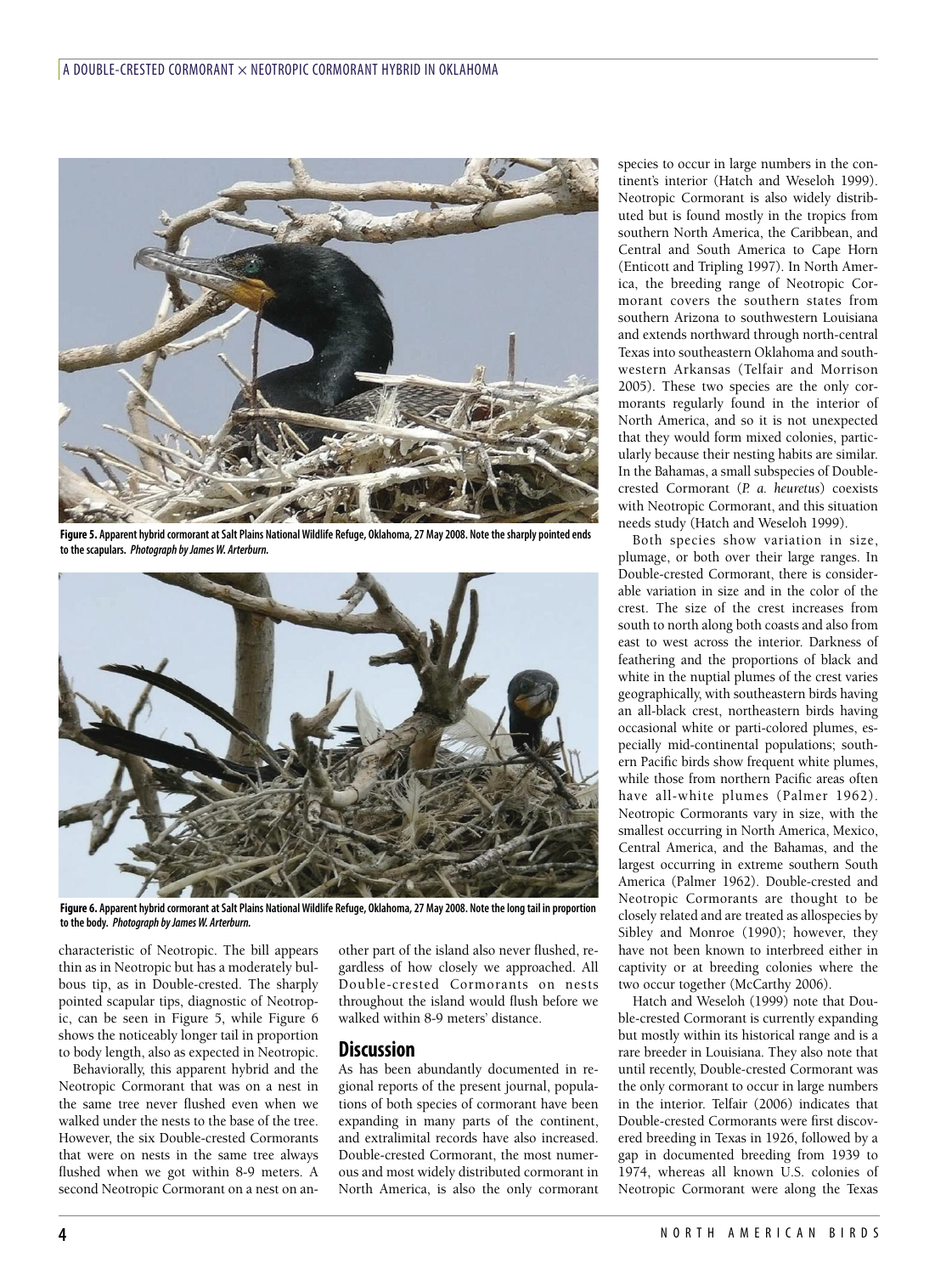Figure 5. Apparent hybrid cormorant at Salt Plains National Wildlife Refuge, Oklahoma, 27 May 2008. Note the sharply pointed ends to the scapulars. *Photograph by James W. Arterburn.*

Figure 6. Apparent hybrid cormorant at Salt Plains National Wildlife Refuge, Oklahoma, 27 May 2008. Note the long tail in proportion to the body. *Photograph by James W. Arterburn.*

characteristic of Neotropic. The bill appears thin as in Neotropic but has a moderately bulbous tip, as in Double-crested. The sharply pointed scapular tips, diagnostic of Neotropic, can be seen in Figure 5, while Figure 6 shows the noticeably longer tail in proportion to body length, also as expected in Neotropic.

Behaviorally, this apparent hybrid and the Neotropic Cormorant that was on a nest in the same tree never flushed even when we walked under the nests to the base of the tree. However, the six Double-crested Cormorants that were on nests in the same tree always flushed when we got within 8-9 meters. A second Neotropic Cormorant on a nest on another part of the island also never flushed, regardless of how closely we approached. All Double-crested Cormorants on nests throughout the island would flush before we walked within 8-9 meters' distance.

## Discussion

As has been abundantly documented in regional reports of the present journal, populations of both species of cormorant have been expanding in many parts of the continent, and extralimital records have also increased. Double-crested Cormorant, the most numerous and most widely distributed cormorant in North America, is also the only cormorant species to occur in large numbers in the continent's interior (Hatch and Weseloh 1999). Neotropic Cormorant is also widely distributed but is found mostly in the tropics from southern North America, the Caribbean, and Central and South America to Cape Horn (Enticott and Tripling 1997). In North America, the breeding range of Neotropic Cormorant covers the southern states from southern Arizona to southwestern Louisiana and extends northward through north-central Texas into southeastern Oklahoma and southwestern Arkansas (Telfair and Morrison 2005). These two species are the only cormorants regularly found in the interior of North America, and so it is not unexpected that they would form mixed colonies, particularly because their nesting habits are similar. In the Bahamas, a small subspecies of Double-crested Cormorant (*P. a. heuretus*) coexists with Neotropic Cormorant, and this situation needs study (Hatch and Weseloh 1999).

Both species show variation in size, plumage, or both over their large ranges. In Double-crested Cormorant, there is considerable variation in size and in the color of the crest. The size of the crest increases from south to north along both coasts and also from east to west across the interior. Darkness of feathering and the proportions of black and white in the nuptial plumes of the crest varies geographically, with southeastern birds having an all-black crest, northeastern birds having occasional white or parti-colored plumes, especially mid-continental populations; southern Pacific birds show frequent white plumes, while those from northern Pacific areas often have all-white plumes (Palmer 1962). Neotropic Cormorants vary in size, with the smallest occurring in North America, Mexico, Central America, and the Bahamas, and the largest occurring in extreme southern South America (Palmer 1962). Double-crested and Neotropic Cormorants are thought to be closely related and are treated as allospecies by Sibley and Monroe (1990); however, they have not been known to interbreed either in captivity or at breeding colonies where the two occur together (McCarthy 2006).

Hatch and Weseloh (1999) note that Double-crested Cormorant is currently expanding but mostly within its historical range and is a rare breeder in Louisiana. They also note that until recently, Double-crested Cormorant was the only cormorant to occur in large numbers in the interior. Telfair (2006) indicates that Double-crested Cormorants were first discovered breeding in Texas in 1926, followed by a gap in documented breeding from 1939 to 1974, whereas all known U.S. colonies of Neotropic Cormorant were along the Texas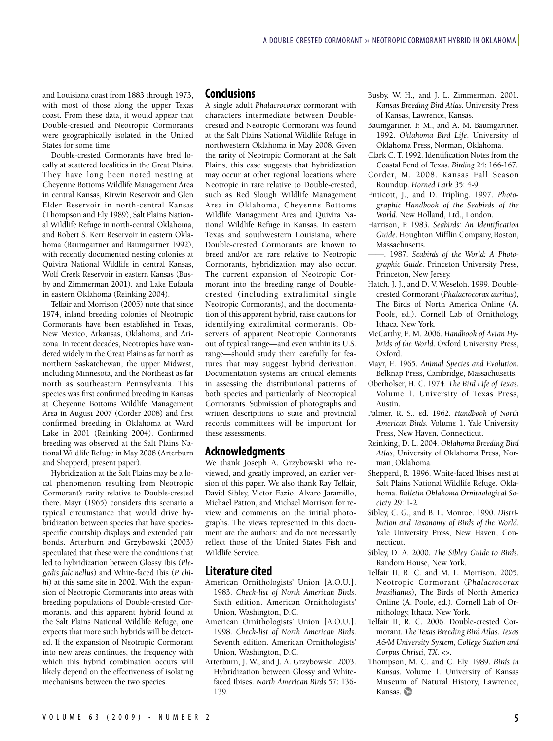and Louisiana coast from 1883 through 1973, with most of those along the upper Texas coast. From these data, it would appear that Double-crested and Neotropic Cormorants were geographically isolated in the United States for some time.

Double-crested Cormorants have bred locally at scattered localities in the Great Plains. They have long been noted nesting at Cheyenne Bottoms Wildlife Management Area in central Kansas, Kirwin Reservoir and Glen Elder Reservoir in north-central Kansas (Thompson and Ely 1989), Salt Plains National Wildlife Refuge in north-central Oklahoma, and Robert S. Kerr Reservoir in eastern Oklahoma (Baumgartner and Baumgartner 1992), with recently documented nesting colonies at Quivira National Wildlife in central Kansas, Wolf Creek Reservoir in eastern Kansas (Busby and Zimmerman 2001), and Lake Eufaula in eastern Oklahoma (Reinking 2004).

Telfair and Morrison (2005) note that since 1974, inland breeding colonies of Neotropic Cormorants have been established in Texas, New Mexico, Arkansas, Oklahoma, and Arizona. In recent decades, Neotropics have wandered widely in the Great Plains as far north as northern Saskatchewan, the upper Midwest, including Minnesota, and the Northeast as far north as southeastern Pennsylvania. This species was first confirmed breeding in Kansas at Cheyenne Bottoms Wildlife Management Area in August 2007 (Corder 2008) and first confirmed breeding in Oklahoma at Ward Lake in 2001 (Reinking 2004). Confirmed breeding was observed at the Salt Plains National Wildlife Refuge in May 2008 (Arterburn and Shepperd, present paper).

Hybridization at the Salt Plains may be a local phenomenon resulting from Neotropic Cormorant's rarity relative to Double-crested there. Mayr (1965) considers this scenario a typical circumstance that would drive hybridization between species that have species-specific courtship displays and extended pair bonds. Arterburn and Grzybowski (2003) speculated that these were the conditions that led to hybridization between Glossy Ibis (*Plegadis falcinellus*) and White-faced Ibis (*P. chihi*) at this same site in 2002. With the expansion of Neotropic Cormorants into areas with breeding populations of Double-crested Cormorants, and this apparent hybrid found at the Salt Plains National Wildlife Refuge, one expects that more such hybrids will be detected. If the expansion of Neotropic Cormorant into new areas continues, the frequency with which this hybrid combination occurs will likely depend on the effectiveness of isolating mechanisms between the two species.

## Conclusions

A single adult *Phalacrocorax* cormorant with characters intermediate between Double-crested and Neotropic Cormorant was found at the Salt Plains National Wildlife Refuge in northwestern Oklahoma in May 2008. Given the rarity of Neotropic Cormorant at the Salt Plains, this case suggests that hybridization may occur at other regional locations where Neotropic in rare relative to Double-crested, such as Red Slough Wildlife Management Area in Oklahoma, Cheyenne Bottoms Wildlife Management Area and Quivira National Wildlife Refuge in Kansas. In eastern Texas and southwestern Louisiana, where Double-crested Cormorants are known to breed and/or are rare relative to Neotropic Cormorants, hybridization may also occur. The current expansion of Neotropic Cormorant into the breeding range of Double-crested (including extralimital single Neotropic Cormorants), and the documentation of this apparent hybrid, raise cautions for identifying extralimital cormorants. Observers of apparent Neotropic Cormorants out of typical range—and even within its U.S. range—should study them carefully for features that may suggest hybrid derivation. Documentation systems are critical elements in assessing the distributional patterns of both species and particularly of Neotropical Cormorants. Submission of photographs and written descriptions to state and provincial records committees will be important for these assessments.

## Acknowledgments

We thank Joseph A. Grzybowski who reviewed, and greatly improved, an earlier version of this paper. We also thank Ray Telfair, David Sibley, Victor Fazio, Alvaro Jaramillo, Michael Patton, and Michael Morrison for review and comments on the initial photographs. The views represented in this document are the authors; and do not necessarily reflect those of the United States Fish and Wildlife Service.

## Literature cited

American Ornithologists' Union [A.O.U.]. 1983. *Check-list of North American Birds*. Sixth edition. American Ornithologists' Union, Washington, D.C.

American Ornithologists' Union [A.O.U.]. 1998. *Check-list of North American Birds*. Seventh edition. American Ornithologists' Union, Washington, D.C.

Arterburn, J. W., and J. A. Grzybowski. 2003. Hybridization between Glossy and White-faced Ibises. *North American Birds* 57: 136-139.

Busby, W. H., and J. L. Zimmerman. 2001. *Kansas Breeding Bird Atlas*. University Press of Kansas, Lawrence, Kansas.

Baumgartner, F. M., and A. M. Baumgartner. 1992. *Oklahoma Bird Life*. University of Oklahoma Press, Norman, Oklahoma.

Clark C. T. 1992. Identification Notes from the Coastal Bend of Texas. *Birding* 24: 166-167.

Corder, M. 2008. Kansas Fall Season Roundup. *Horned Lark* 35: 4-9.

Enticott, J., and D. Tripling. 1997. *Photographic Handbook of the Seabirds of the World*. New Holland, Ltd., London.

Harrison, P. 1983. *Seabirds: An Identification Guide*. Houghton Mifflin Company, Boston, Massachusetts.

——. 1987. *Seabirds of the World: A Photographic Guide*. Princeton University Press, Princeton, New Jersey.

Hatch, J. J., and D. V. Weseloh. 1999. Double-crested Cormorant (*Phalacrocorax auritus*), The Birds of North America Online (A. Poole, ed.). Cornell Lab of Ornithology, Ithaca, New York.

McCarthy, E. M. 2006. *Handbook of Avian Hybrids of the World*. Oxford University Press, Oxford.

Mayr, E. 1965. *Animal Species and Evolution*. Belknap Press, Cambridge, Massachusetts.

Oberholser, H. C. 1974. *The Bird Life of Texas*. Volume 1. University of Texas Press, Austin.

Palmer, R. S., ed. 1962. *Handbook of North American Birds*. Volume 1. Yale University Press, New Haven, Connecticut.

Reinking, D. L. 2004. *Oklahoma Breeding Bird Atlas*, University of Oklahoma Press, Norman, Oklahoma.

Shepperd, R. 1996. White-faced Ibises nest at Salt Plains National Wildlife Refuge, Oklahoma. *Bulletin Oklahoma Ornithological Society* 29: 1-2.

Sibley, C. G., and B. L. Monroe. 1990. *Distribution and Taxonomy of Birds of the World*. Yale University Press, New Haven, Connecticut.

Sibley, D. A. 2000. *The Sibley Guide to Birds*. Random House, New York.

Telfair II, R. C. and M. L. Morrison. 2005. Neotropic Cormorant (*Phalacrocorax brasilianus*), The Birds of North America Online (A. Poole, ed.). Cornell Lab of Ornithology, Ithaca, New York.

Telfair II, R. C. 2006. Double-crested Cormorant. *The Texas Breeding Bird Atlas. Texas A&M University System, College Station and Corpus Christi, TX.* <>.

Thompson, M. C. and C. Ely. 1989. *Birds in Kansas*. Volume 1. University of Kansas Museum of Natural History, Lawrence, Kansas.